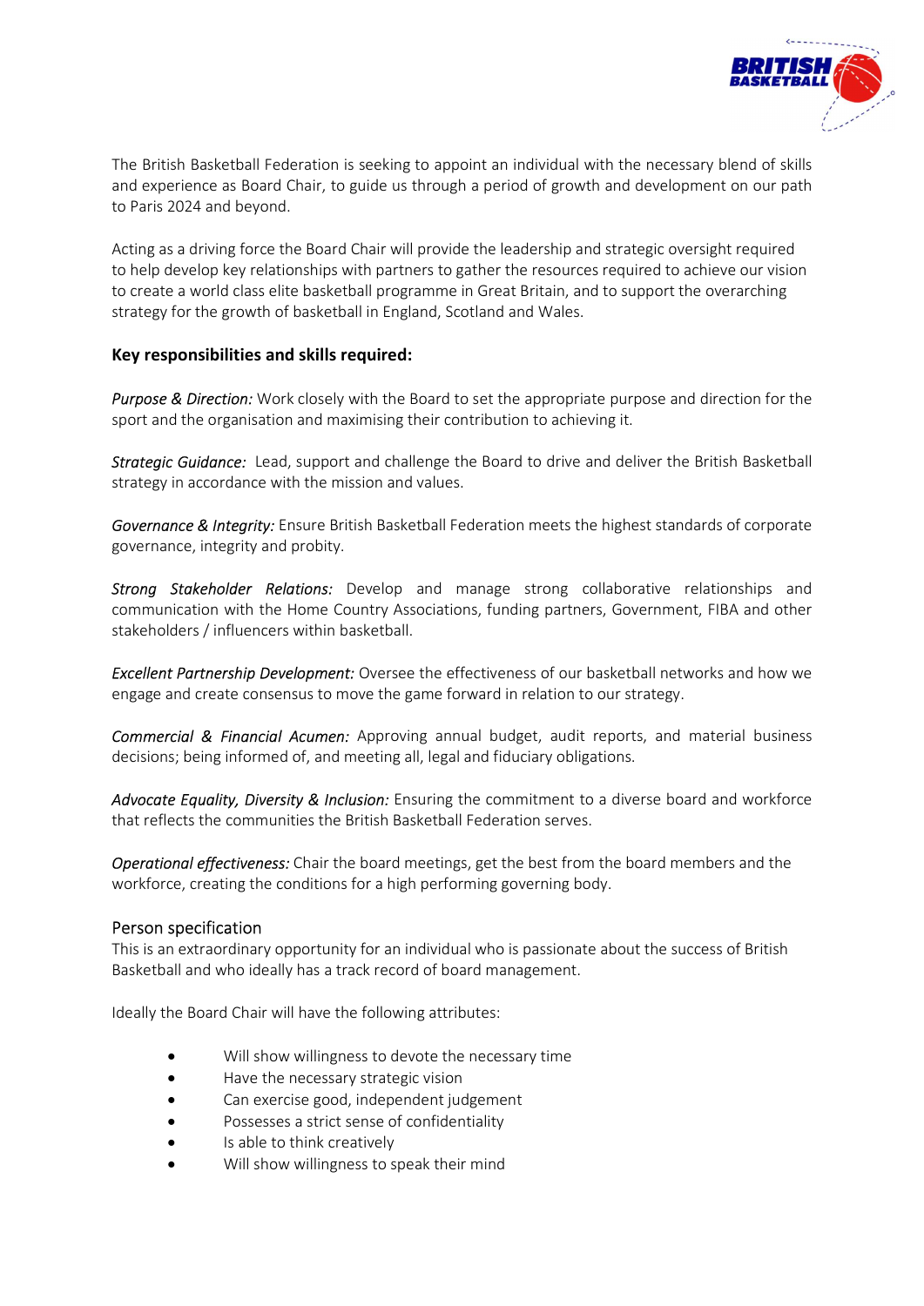The British Basketball Federation is seeking to appoint an individual with the necessary blend of skills and experience as Board Chair, to guide us through a period of growth and development on our path to Paris 2024 and beyond.

Acting as a driving force the Board Chair will provide the leadership and strategic oversight required to help develop key relationships with partners to gather the resources required to achieve our vision to create a world class elite basketball programme in Great Britain, and to support the overarching strategy for the growth of basketball in England, Scotland and Wales.

### Key responsibilities and skills required:

*Purpose & Direction:* Work closely with the Board to set the appropriate purpose and direction for the sport and the organisation and maximising their contribution to achieving it.

*Strategic Guidance:* Lead, support and challenge the Board to drive and deliver the British Basketball strategy in accordance with the mission and values.

*Governance & Integrity:* Ensure British Basketball Federation meets the highest standards of corporate governance, integrity and probity.

*Strong Stakeholder Relations:* Develop and manage strong collaborative relationships and communication with the Home Country Associations, funding partners, Government, FIBA and other stakeholders / influencers within basketball.

*Excellent Partnership Development:* Oversee the effectiveness of our basketball networks and how we engage and create consensus to move the game forward in relation to our strategy.

*Commercial & Financial Acumen:* Approving annual budget, audit reports, and material business decisions; being informed of, and meeting all, legal and fiduciary obligations.

*Advocate Equality, Diversity & Inclusion:* Ensuring the commitment to a diverse board and workforce that reflects the communities the British Basketball Federation serves.

*Operational effectiveness:* Chair the board meetings, get the best from the board members and the workforce, creating the conditions for a high performing governing body.

### Person specification

This is an extraordinary opportunity for an individual who is passionate about the success of British Basketball and who ideally has a track record of board management.

Ideally the Board Chair will have the following attributes:

- Will show willingness to devote the necessary time
- Have the necessary strategic vision
- Can exercise good, independent judgement
- Possesses a strict sense of confidentiality
- Is able to think creatively
- Will show willingness to speak their mind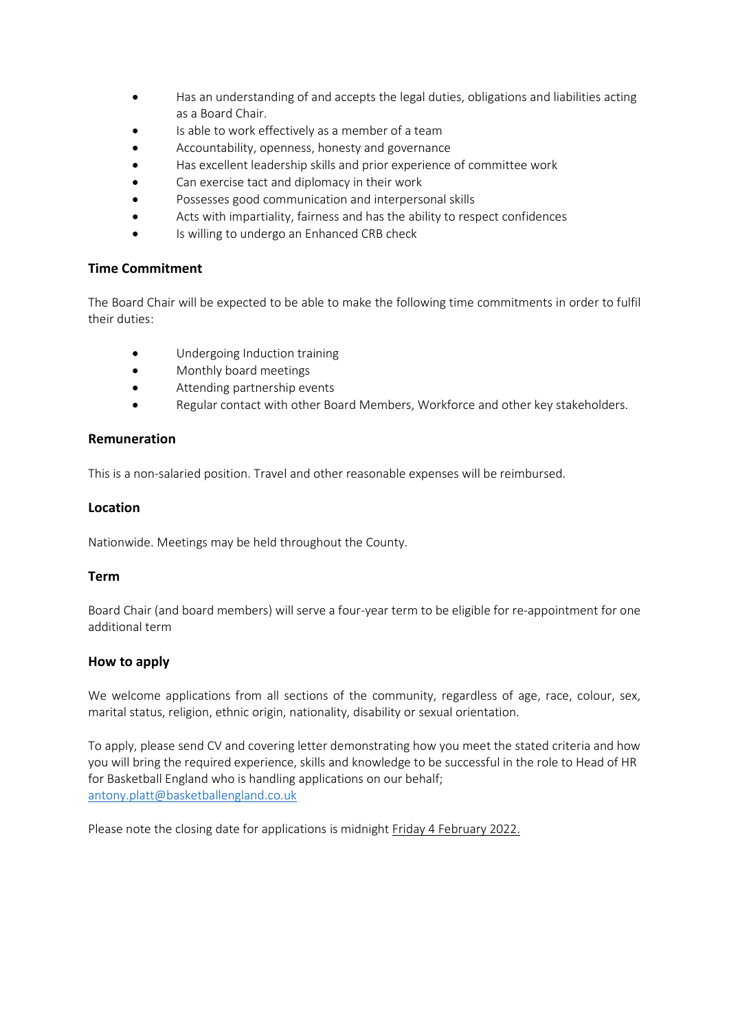- Has an understanding of and accepts the legal duties, obligations and liabilities acting as a Board Chair.
- Is able to work effectively as a member of a team
- Accountability, openness, honesty and governance
- Has excellent leadership skills and prior experience of committee work
- Can exercise tact and diplomacy in their work
- Possesses good communication and interpersonal skills
- Acts with impartiality, fairness and has the ability to respect confidences
- Is willing to undergo an Enhanced CRB check

## Time Commitment

The Board Chair will be expected to be able to make the following time commitments in order to fulfil their duties:

- Undergoing Induction training
- Monthly board meetings
- Attending partnership events
- Regular contact with other Board Members, Workforce and other key stakeholders.

## Remuneration

This is a non-salaried position. Travel and other reasonable expenses will be reimbursed.

## Location

Nationwide. Meetings may be held throughout the County.

## Term

Board Chair (and board members) will serve a four-year term to be eligible for re-appointment for one additional term

## How to apply

We welcome applications from all sections of the community, regardless of age, race, colour, sex, marital status, religion, ethnic origin, nationality, disability or sexual orientation.

To apply, please send CV and covering letter demonstrating how you meet the stated criteria and how you will bring the required experience, skills and knowledge to be successful in the role to Head of HR for Basketball England who is handling applications on our behalf; antony.platt@basketballengland.co.uk

Please note the closing date for applications is midnight Friday 4 February 2022.